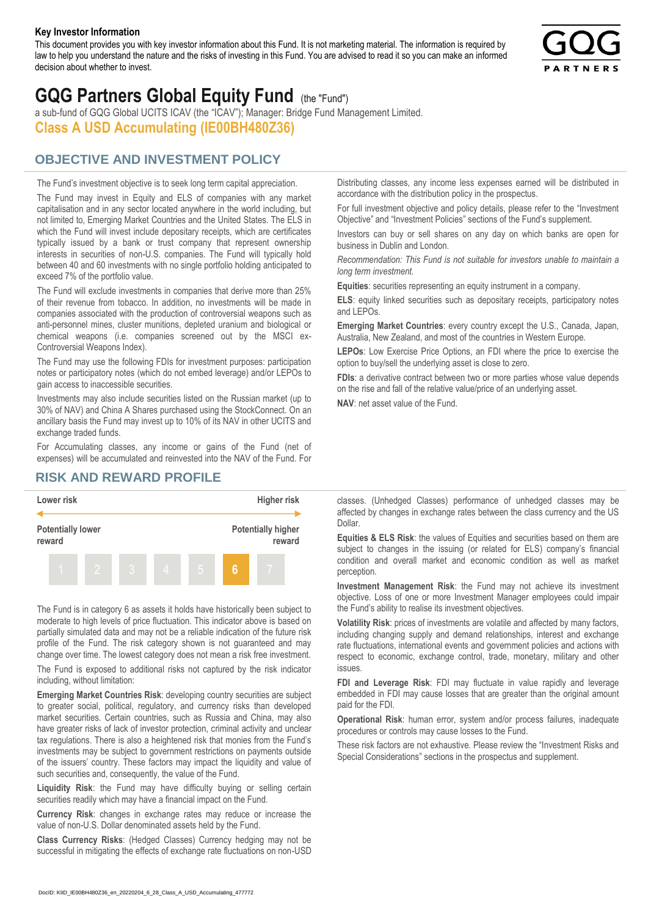**Key Investor Information**

This document provides you with key investor information about this Fund. It is not marketing material. The information is required by law to help you understand the nature and the risks of investing in this Fund. You are advised to read it so you can make an informed decision about whether to invest.

# GQG Partners Global Equity Fund (the "Fund")

a sub-fund of GQG Global UCITS ICAV (the "ICAV"); Manager: Bridge Fund Management Limited.

## Class A USD Accumulating (IE00BH480Z36)

## OBJECTIVE AND INVESTMENT POLICY

The Fund's investment objective is to seek long term capital appreciation.

The Fund may invest in Equity and ELS of companies with any market capitalisation and in any sector located anywhere in the world including, but not limited to, Emerging Market Countries and the United States. The ELS in which the Fund will invest include depositary receipts, which are certificates typically issued by a bank or trust company that represent ownership interests in securities of non-U.S. companies. The Fund will typically hold between 40 and 60 investments with no single portfolio holding anticipated to exceed 7% of the portfolio value.

The Fund will exclude investments in companies that derive more than 25% of their revenue from tobacco. In addition, no investments will be made in companies associated with the production of controversial weapons such as anti-personnel mines, cluster munitions, depleted uranium and biological or chemical weapons (i.e. companies screened out by the MSCI ex-Controversial Weapons Index).

The Fund may use the following FDIs for investment purposes: participation notes or participatory notes (which do not embed leverage) and/or LEPOs to gain access to inaccessible securities.

Investments may also include securities listed on the Russian market (up to 30% of NAV) and China A Shares purchased using the StockConnect. On an ancillary basis the Fund may invest up to 10% of its NAV in other UCITS and exchange traded funds.

For Accumulating classes, any income or gains of the Fund (net of expenses) will be accumulated and reinvested into the NAV of the Fund. For Distributing classes, any income less expenses earned will be distributed in accordance with the distribution policy in the prospectus.

For full investment objective and policy details, please refer to the "Investment Objective" and "Investment Policies" sections of the Fund's supplement.

Investors can buy or sell shares on any day on which banks are open for business in Dublin and London.

*Recommendation: This Fund is not suitable for investors unable to maintain a long term investment.*

**Equities**: securities representing an equity instrument in a company.

**ELS**: equity linked securities such as depositary receipts, participatory notes and LEPOs.

**Emerging Market Countries**: every country except the U.S., Canada, Japan, Australia, New Zealand, and most of the countries in Western Europe.

**LEPOs**: Low Exercise Price Options, an FDI where the price to exercise the option to buy/sell the underlying asset is close to zero.

**FDIs**: a derivative contract between two or more parties whose value depends on the rise and fall of the relative value/price of an underlying asset.

**NAV**: net asset value of the Fund.

## RISK AND REWARD PROFILE

| Lower risk | | | | | | Higher risk |
|---|---|---|---|---|---|---|
| Potentially lower reward | | | | | | Potentially higher reward |
| 1 | 2 | 3 | 4 | 5 | **6** | 7 |

The Fund is in category 6 as assets it holds have historically been subject to moderate to high levels of price fluctuation. This indicator above is based on partially simulated data and may not be a reliable indication of the future risk profile of the Fund. The risk category shown is not guaranteed and may change over time. The lowest category does not mean a risk free investment.

The Fund is exposed to additional risks not captured by the risk indicator including, without limitation:

**Emerging Market Countries Risk**: developing country securities are subject to greater social, political, regulatory, and currency risks than developed market securities. Certain countries, such as Russia and China, may also have greater risks of lack of investor protection, criminal activity and unclear tax regulations. There is also a heightened risk that monies from the Fund's investments may be subject to government restrictions on payments outside of the issuers' country. These factors may impact the liquidity and value of such securities and, consequently, the value of the Fund.

**Liquidity Risk**: the Fund may have difficulty buying or selling certain securities readily which may have a financial impact on the Fund.

**Currency Risk**: changes in exchange rates may reduce or increase the value of non-U.S. Dollar denominated assets held by the Fund.

**Class Currency Risks**: (Hedged Classes) Currency hedging may not be successful in mitigating the effects of exchange rate fluctuations on non-USD classes. (Unhedged Classes) performance of unhedged classes may be affected by changes in exchange rates between the class currency and the US Dollar.

**Equities & ELS Risk**: the values of Equities and securities based on them are subject to changes in the issuing (or related for ELS) company's financial condition and overall market and economic condition as well as market perception.

**Investment Management Risk**: the Fund may not achieve its investment objective. Loss of one or more Investment Manager employees could impair the Fund's ability to realise its investment objectives.

**Volatility Risk**: prices of investments are volatile and affected by many factors, including changing supply and demand relationships, interest and exchange rate fluctuations, international events and government policies and actions with respect to economic, exchange control, trade, monetary, military and other issues.

**FDI and Leverage Risk**: FDI may fluctuate in value rapidly and leverage embedded in FDI may cause losses that are greater than the original amount paid for the FDI.

**Operational Risk**: human error, system and/or process failures, inadequate procedures or controls may cause losses to the Fund.

These risk factors are not exhaustive. Please review the "Investment Risks and Special Considerations" sections in the prospectus and supplement.

DocID: KIID_IE00BH480Z36_en_20220204_6_28_Class_A_USD_Accumulating_477772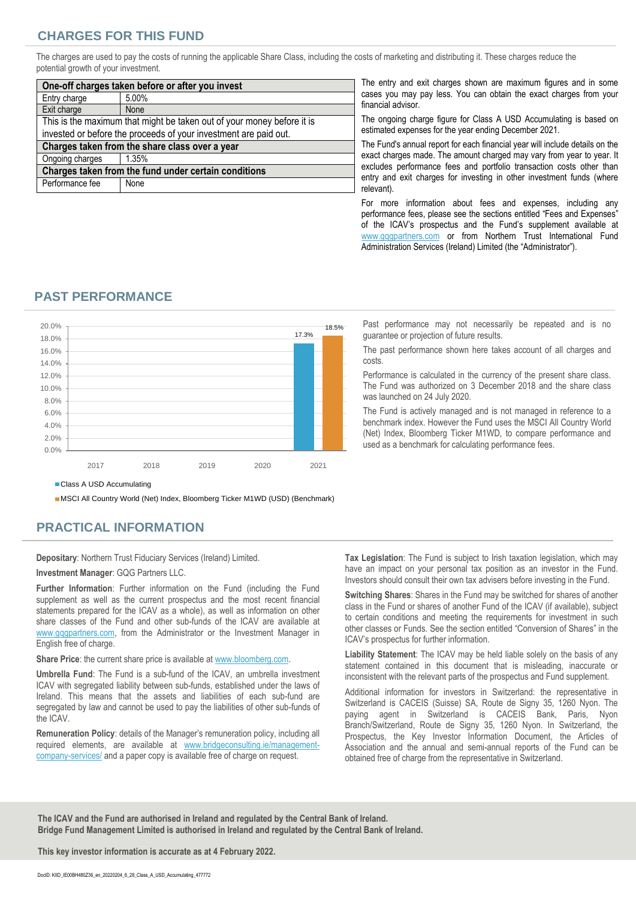## CHARGES FOR THIS FUND

The charges are used to pay the costs of running the applicable Share Class, including the costs of marketing and distributing it. These charges reduce the potential growth of your investment.

| One-off charges taken before or after you invest | |
|---|---|
| Entry charge | 5.00% |
| Exit charge | None |
| This is the maximum that might be taken out of your money before it is invested or before the proceeds of your investment are paid out. | |
| **Charges taken from the share class over a year** | |
| Ongoing charges | 1.35% |
| **Charges taken from the fund under certain conditions** | |
| Performance fee | None |

The entry and exit charges shown are maximum figures and in some cases you may pay less. You can obtain the exact charges from your financial advisor.

The ongoing charge figure for Class A USD Accumulating is based on estimated expenses for the year ending December 2021.

The Fund's annual report for each financial year will include details on the exact charges made. The amount charged may vary from year to year. It excludes performance fees and portfolio transaction costs other than entry and exit charges for investing in other investment funds (where relevant).

For more information about fees and expenses, including any performance fees, please see the sections entitled "Fees and Expenses" of the ICAV's prospectus and the Fund's supplement available at www.gqgpartners.com or from Northern Trust International Fund Administration Services (Ireland) Limited (the "Administrator").

## PAST PERFORMANCE

20.0%
18.0%
16.0%
14.0%
12.0%
10.0%
8.0%
6.0%
4.0%
2.0%
0.0%

17.3%
18.5%

2017
2018
2019
2020
2021

Class A USD Accumulating

MSCI All Country World (Net) Index, Bloomberg Ticker M1WD (USD) (Benchmark)

Past performance may not necessarily be repeated and is no guarantee or projection of future results.

The past performance shown here takes account of all charges and costs.

Performance is calculated in the currency of the present share class. The Fund was authorized on 3 December 2018 and the share class was launched on 24 July 2020.

The Fund is actively managed and is not managed in reference to a benchmark index. However the Fund uses the MSCI All Country World (Net) Index, Bloomberg Ticker M1WD, to compare performance and used as a benchmark for calculating performance fees.

## PRACTICAL INFORMATION

**Depositary**: Northern Trust Fiduciary Services (Ireland) Limited.

**Investment Manager**: GQG Partners LLC.

**Further Information**: Further information on the Fund (including the Fund supplement as well as the current prospectus and the most recent financial statements prepared for the ICAV as a whole), as well as information on other share classes of the Fund and other sub-funds of the ICAV are available at www.gqgpartners.com, from the Administrator or the Investment Manager in English free of charge.

**Share Price**: the current share price is available at www.bloomberg.com.

**Umbrella Fund**: The Fund is a sub-fund of the ICAV, an umbrella investment ICAV with segregated liability between sub-funds, established under the laws of Ireland. This means that the assets and liabilities of each sub-fund are segregated by law and cannot be used to pay the liabilities of other sub-funds of the ICAV.

**Remuneration Policy**: details of the Manager's remuneration policy, including all required elements, are available at www.bridgeconsulting.ie/management-company-services/ and a paper copy is available free of charge on request.

**Tax Legislation**: The Fund is subject to Irish taxation legislation, which may have an impact on your personal tax position as an investor in the Fund. Investors should consult their own tax advisers before investing in the Fund.

**Switching Shares**: Shares in the Fund may be switched for shares of another class in the Fund or shares of another Fund of the ICAV (if available), subject to certain conditions and meeting the requirements for investment in such other classes or Funds. See the section entitled "Conversion of Shares" in the ICAV's prospectus for further information.

**Liability Statement**: The ICAV may be held liable solely on the basis of any statement contained in this document that is misleading, inaccurate or inconsistent with the relevant parts of the prospectus and Fund supplement.

Additional information for investors in Switzerland: the representative in Switzerland is CACEIS (Suisse) SA, Route de Signy 35, 1260 Nyon. The paying agent in Switzerland is CACEIS Bank, Paris, Nyon Branch/Switzerland, Route de Signy 35, 1260 Nyon. In Switzerland, the Prospectus, the Key Investor Information Document, the Articles of Association and the annual and semi-annual reports of the Fund can be obtained free of charge from the representative in Switzerland.

**The ICAV and the Fund are authorised in Ireland and regulated by the Central Bank of Ireland.**
**Bridge Fund Management Limited is authorised in Ireland and regulated by the Central Bank of Ireland.**

**This key investor information is accurate as at 4 February 2022.**

DocID: KIID_IE00BH480Z36_en_20220204_6_28_Class_A_USD_Accumulating_477772